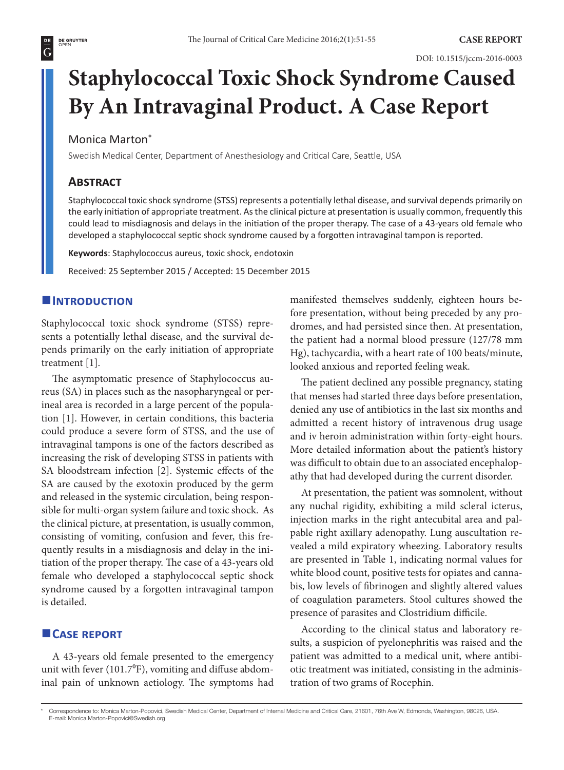# Staphylococcal Toxic Shock Syndrome Caused By An Intravaginal Product. A Case Report

Monica Marton*

Swedish Medical Center, Department of Anesthesiology and Critical Care, Seattle, USA

## Abstract

Staphylococcal toxic shock syndrome (STSS) represents a potentially lethal disease, and survival depends primarily on the early initiation of appropriate treatment. As the clinical picture at presentation is usually common, frequently this could lead to misdiagnosis and delays in the initiation of the proper therapy. The case of a 43-years old female who developed a staphylococcal septic shock syndrome caused by a forgotten intravaginal tampon is reported.

**Keywords**: Staphylococcus aureus, toxic shock, endotoxin

Received: 25 September 2015 / Accepted: 15 December 2015

## Introduction

Staphylococcal toxic shock syndrome (STSS) represents a potentially lethal disease, and the survival depends primarily on the early initiation of appropriate treatment [1].

The asymptomatic presence of Staphylococcus aureus (SA) in places such as the nasopharyngeal or perineal area is recorded in a large percent of the population [1]. However, in certain conditions, this bacteria could produce a severe form of STSS, and the use of intravaginal tampons is one of the factors described as increasing the risk of developing STSS in patients with SA bloodstream infection [2]. Systemic effects of the SA are caused by the exotoxin produced by the germ and released in the systemic circulation, being responsible for multi-organ system failure and toxic shock. As the clinical picture, at presentation, is usually common, consisting of vomiting, confusion and fever, this frequently results in a misdiagnosis and delay in the initiation of the proper therapy. The case of a 43-years old female who developed a staphylococcal septic shock syndrome caused by a forgotten intravaginal tampon is detailed.

## Case report

A 43-years old female presented to the emergency unit with fever (101.7$^0$F), vomiting and diffuse abdominal pain of unknown aetiology. The symptoms had manifested themselves suddenly, eighteen hours before presentation, without being preceded by any prodromes, and had persisted since then. At presentation, the patient had a normal blood pressure (127/78 mm Hg), tachycardia, with a heart rate of 100 beats/minute, looked anxious and reported feeling weak.

The patient declined any possible pregnancy, stating that menses had started three days before presentation, denied any use of antibiotics in the last six months and admitted a recent history of intravenous drug usage and iv heroin administration within forty-eight hours. More detailed information about the patient's history was difficult to obtain due to an associated encephalopathy that had developed during the current disorder.

At presentation, the patient was somnolent, without any nuchal rigidity, exhibiting a mild scleral icterus, injection marks in the right antecubital area and palpable right axillary adenopathy. Lung auscultation revealed a mild expiratory wheezing. Laboratory results are presented in Table 1, indicating normal values for white blood count, positive tests for opiates and cannabis, low levels of fibrinogen and slightly altered values of coagulation parameters. Stool cultures showed the presence of parasites and Clostridium difficile.

According to the clinical status and laboratory results, a suspicion of pyelonephritis was raised and the patient was admitted to a medical unit, where antibiotic treatment was initiated, consisting in the administration of two grams of Rocephin.

* Correspondence to: Monica Marton-Popovici, Swedish Medical Center, Department of Internal Medicine and Critical Care, 21601, 76th Ave W, Edmonds, Washington, 98026, USA. E-mail: Monica.Marton-Popovici@Swedish.org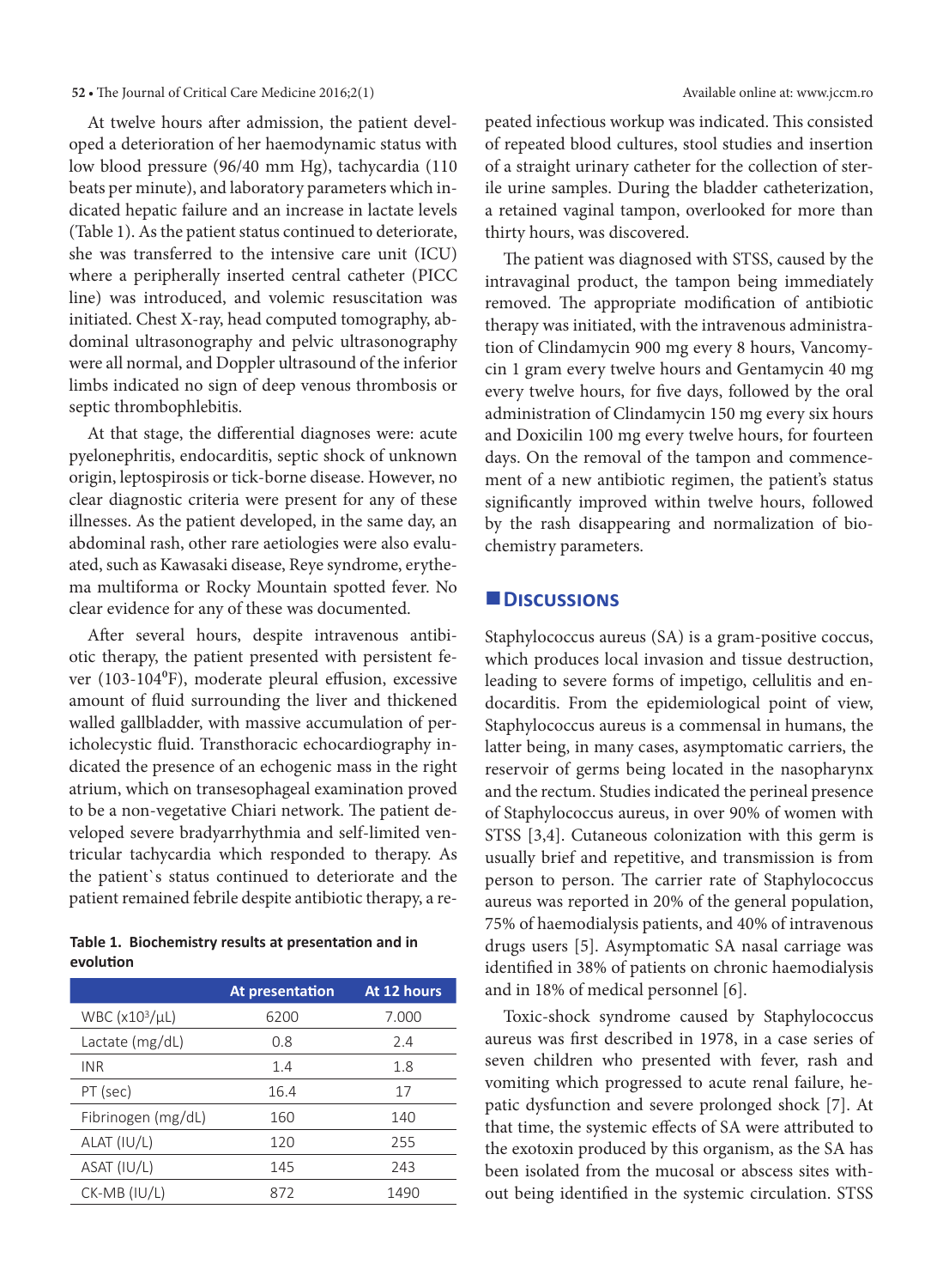At twelve hours after admission, the patient developed a deterioration of her haemodynamic status with low blood pressure (96/40 mm Hg), tachycardia (110 beats per minute), and laboratory parameters which indicated hepatic failure and an increase in lactate levels (Table 1). As the patient status continued to deteriorate, she was transferred to the intensive care unit (ICU) where a peripherally inserted central catheter (PICC line) was introduced, and volemic resuscitation was initiated. Chest X-ray, head computed tomography, abdominal ultrasonography and pelvic ultrasonography were all normal, and Doppler ultrasound of the inferior limbs indicated no sign of deep venous thrombosis or septic thrombophlebitis.

At that stage, the differential diagnoses were: acute pyelonephritis, endocarditis, septic shock of unknown origin, leptospirosis or tick-borne disease. However, no clear diagnostic criteria were present for any of these illnesses. As the patient developed, in the same day, an abdominal rash, other rare aetiologies were also evaluated, such as Kawasaki disease, Reye syndrome, erythema multiforma or Rocky Mountain spotted fever. No clear evidence for any of these was documented.

After several hours, despite intravenous antibiotic therapy, the patient presented with persistent fever (103-104$^0$F), moderate pleural effusion, excessive amount of fluid surrounding the liver and thickened walled gallbladder, with massive accumulation of pericholecystic fluid. Transthoracic echocardiography indicated the presence of an echogenic mass in the right atrium, which on transesophageal examination proved to be a non-vegetative Chiari network. The patient developed severe bradyarrhythmia and self-limited ventricular tachycardia which responded to therapy. As the patient`s status continued to deteriorate and the patient remained febrile despite antibiotic therapy, a repeated infectious workup was indicated. This consisted of repeated blood cultures, stool studies and insertion of a straight urinary catheter for the collection of sterile urine samples. During the bladder catheterization, a retained vaginal tampon, overlooked for more than thirty hours, was discovered.

**Table 1. Biochemistry results at presentation and in evolution**

| | At presentation | At 12 hours |
|---|---|---|
| WBC (x10$^3$/μL) | 6200 | 7.000 |
| Lactate (mg/dL) | 0.8 | 2.4 |
| INR | 1.4 | 1.8 |
| PT (sec) | 16.4 | 17 |
| Fibrinogen (mg/dL) | 160 | 140 |
| ALAT (IU/L) | 120 | 255 |
| ASAT (IU/L) | 145 | 243 |
| CK-MB (IU/L) | 872 | 1490 |

The patient was diagnosed with STSS, caused by the intravaginal product, the tampon being immediately removed. The appropriate modification of antibiotic therapy was initiated, with the intravenous administration of Clindamycin 900 mg every 8 hours, Vancomycin 1 gram every twelve hours and Gentamycin 40 mg every twelve hours, for five days, followed by the oral administration of Clindamycin 150 mg every six hours and Doxicilin 100 mg every twelve hours, for fourteen days. On the removal of the tampon and commencement of a new antibiotic regimen, the patient's status significantly improved within twelve hours, followed by the rash disappearing and normalization of biochemistry parameters.

## Discussions

Staphylococcus aureus (SA) is a gram-positive coccus, which produces local invasion and tissue destruction, leading to severe forms of impetigo, cellulitis and endocarditis. From the epidemiological point of view, Staphylococcus aureus is a commensal in humans, the latter being, in many cases, asymptomatic carriers, the reservoir of germs being located in the nasopharynx and the rectum. Studies indicated the perineal presence of Staphylococcus aureus, in over 90% of women with STSS [3,4]. Cutaneous colonization with this germ is usually brief and repetitive, and transmission is from person to person. The carrier rate of Staphylococcus aureus was reported in 20% of the general population, 75% of haemodialysis patients, and 40% of intravenous drugs users [5]. Asymptomatic SA nasal carriage was identified in 38% of patients on chronic haemodialysis and in 18% of medical personnel [6].

Toxic-shock syndrome caused by Staphylococcus aureus was first described in 1978, in a case series of seven children who presented with fever, rash and vomiting which progressed to acute renal failure, hepatic dysfunction and severe prolonged shock [7]. At that time, the systemic effects of SA were attributed to the exotoxin produced by this organism, as the SA has been isolated from the mucosal or abscess sites without being identified in the systemic circulation. STSS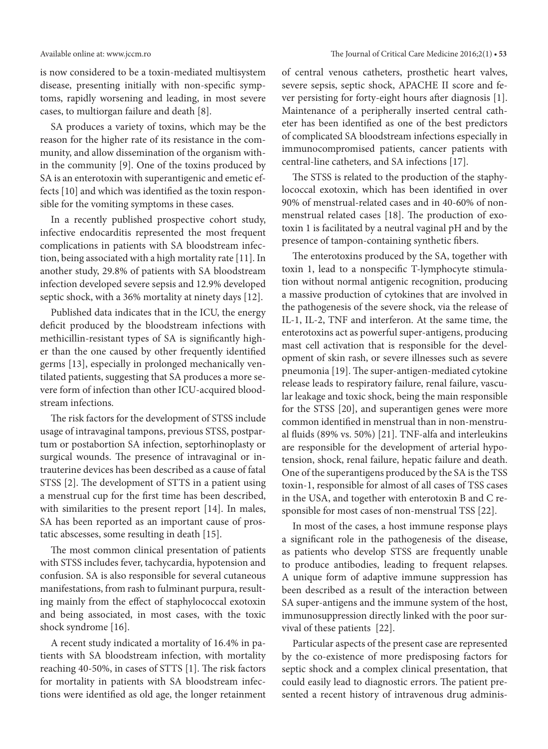is now considered to be a toxin-mediated multisystem disease, presenting initially with non-specific symptoms, rapidly worsening and leading, in most severe cases, to multiorgan failure and death [8].

SA produces a variety of toxins, which may be the reason for the higher rate of its resistance in the community, and allow dissemination of the organism within the community [9]. One of the toxins produced by SA is an enterotoxin with superantigenic and emetic effects [10] and which was identified as the toxin responsible for the vomiting symptoms in these cases.

In a recently published prospective cohort study, infective endocarditis represented the most frequent complications in patients with SA bloodstream infection, being associated with a high mortality rate [11]. In another study, 29.8% of patients with SA bloodstream infection developed severe sepsis and 12.9% developed septic shock, with a 36% mortality at ninety days [12].

Published data indicates that in the ICU, the energy deficit produced by the bloodstream infections with methicillin-resistant types of SA is significantly higher than the one caused by other frequently identified germs [13], especially in prolonged mechanically ventilated patients, suggesting that SA produces a more severe form of infection than other ICU-acquired bloodstream infections.

The risk factors for the development of STSS include usage of intravaginal tampons, previous STSS, postpartum or postabortion SA infection, septorhinoplasty or surgical wounds. The presence of intravaginal or intrauterine devices has been described as a cause of fatal STSS [2]. The development of STTS in a patient using a menstrual cup for the first time has been described, with similarities to the present report [14]. In males, SA has been reported as an important cause of prostatic abscesses, some resulting in death [15].

The most common clinical presentation of patients with STSS includes fever, tachycardia, hypotension and confusion. SA is also responsible for several cutaneous manifestations, from rash to fulminant purpura, resulting mainly from the effect of staphylococcal exotoxin and being associated, in most cases, with the toxic shock syndrome [16].

A recent study indicated a mortality of 16.4% in patients with SA bloodstream infection, with mortality reaching 40-50%, in cases of STTS [1]. The risk factors for mortality in patients with SA bloodstream infections were identified as old age, the longer retainment of central venous catheters, prosthetic heart valves, severe sepsis, septic shock, APACHE II score and fever persisting for forty-eight hours after diagnosis [1]. Maintenance of a peripherally inserted central catheter has been identified as one of the best predictors of complicated SA bloodstream infections especially in immunocompromised patients, cancer patients with central-line catheters, and SA infections [17].

The STSS is related to the production of the staphylococcal exotoxin, which has been identified in over 90% of menstrual-related cases and in 40-60% of nonmenstrual related cases [18]. The production of exotoxin 1 is facilitated by a neutral vaginal pH and by the presence of tampon-containing synthetic fibers.

The enterotoxins produced by the SA, together with toxin 1, lead to a nonspecific T-lymphocyte stimulation without normal antigenic recognition, producing a massive production of cytokines that are involved in the pathogenesis of the severe shock, via the release of IL-1, IL-2, TNF and interferon. At the same time, the enterotoxins act as powerful super-antigens, producing mast cell activation that is responsible for the development of skin rash, or severe illnesses such as severe pneumonia [19]. The super-antigen-mediated cytokine release leads to respiratory failure, renal failure, vascular leakage and toxic shock, being the main responsible for the STSS [20], and superantigen genes were more common identified in menstrual than in non-menstrual fluids (89% vs. 50%) [21]. TNF-alfa and interleukins are responsible for the development of arterial hypotension, shock, renal failure, hepatic failure and death. One of the superantigens produced by the SA is the TSS toxin-1, responsible for almost of all cases of TSS cases in the USA, and together with enterotoxin B and C responsible for most cases of non-menstrual TSS [22].

In most of the cases, a host immune response plays a significant role in the pathogenesis of the disease, as patients who develop STSS are frequently unable to produce antibodies, leading to frequent relapses. A unique form of adaptive immune suppression has been described as a result of the interaction between SA super-antigens and the immune system of the host, immunosuppression directly linked with the poor survival of these patients [22].

Particular aspects of the present case are represented by the co-existence of more predisposing factors for septic shock and a complex clinical presentation, that could easily lead to diagnostic errors. The patient presented a recent history of intravenous drug adminis-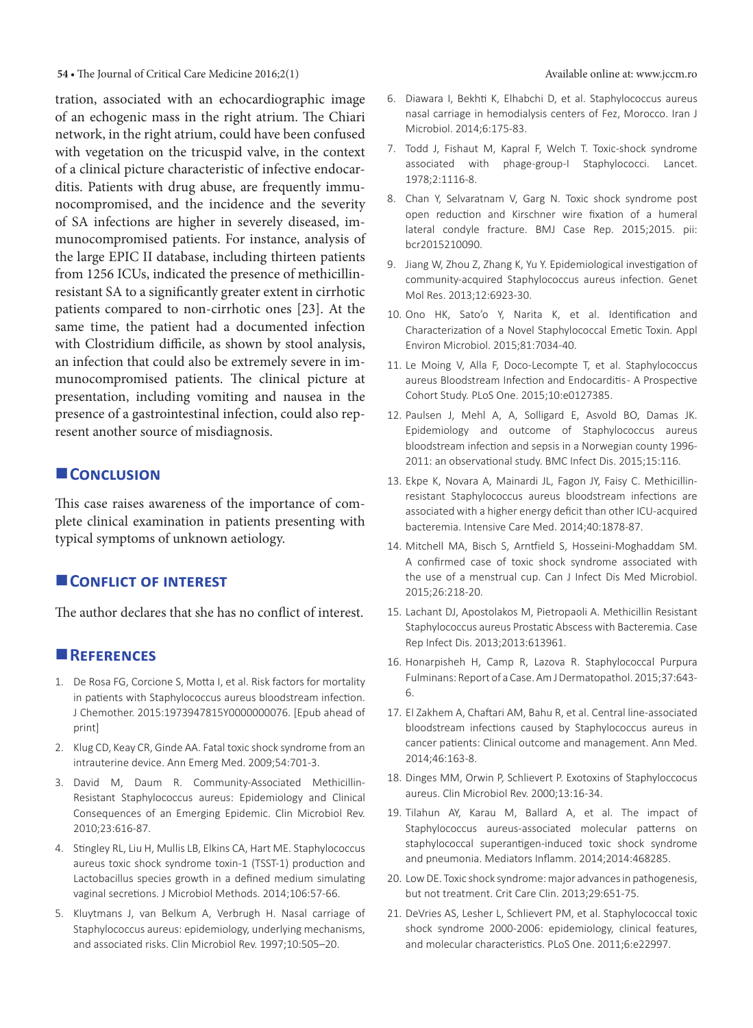tration, associated with an echocardiographic image of an echogenic mass in the right atrium. The Chiari network, in the right atrium, could have been confused with vegetation on the tricuspid valve, in the context of a clinical picture characteristic of infective endocarditis. Patients with drug abuse, are frequently immunocompromised, and the incidence and the severity of SA infections are higher in severely diseased, immunocompromised patients. For instance, analysis of the large EPIC II database, including thirteen patients from 1256 ICUs, indicated the presence of methicillin-resistant SA to a significantly greater extent in cirrhotic patients compared to non-cirrhotic ones [23]. At the same time, the patient had a documented infection with Clostridium difficile, as shown by stool analysis, an infection that could also be extremely severe in immunocompromised patients. The clinical picture at presentation, including vomiting and nausea in the presence of a gastrointestinal infection, could also represent another source of misdiagnosis.

## Conclusion

This case raises awareness of the importance of complete clinical examination in patients presenting with typical symptoms of unknown aetiology.

## Conflict of interest

The author declares that she has no conflict of interest.

## References

1. De Rosa FG, Corcione S, Motta I, et al. Risk factors for mortality in patients with Staphylococcus aureus bloodstream infection. J Chemother. 2015:1973947815Y0000000076. [Epub ahead of print]
2. Klug CD, Keay CR, Ginde AA. Fatal toxic shock syndrome from an intrauterine device. Ann Emerg Med. 2009;54:701-3.
3. David M, Daum R. Community-Associated Methicillin-Resistant Staphylococcus aureus: Epidemiology and Clinical Consequences of an Emerging Epidemic. Clin Microbiol Rev. 2010;23:616-87.
4. Stingley RL, Liu H, Mullis LB, Elkins CA, Hart ME. Staphylococcus aureus toxic shock syndrome toxin-1 (TSST-1) production and Lactobacillus species growth in a defined medium simulating vaginal secretions. J Microbiol Methods. 2014;106:57-66.
5. Kluytmans J, van Belkum A, Verbrugh H. Nasal carriage of Staphylococcus aureus: epidemiology, underlying mechanisms, and associated risks. Clin Microbiol Rev. 1997;10:505–20.
6. Diawara I, Bekhti K, Elhabchi D, et al. Staphylococcus aureus nasal carriage in hemodialysis centers of Fez, Morocco. Iran J Microbiol. 2014;6:175-83.
7. Todd J, Fishaut M, Kapral F, Welch T. Toxic-shock syndrome associated with phage-group-I Staphylococci. Lancet. 1978;2:1116-8.
8. Chan Y, Selvaratnam V, Garg N. Toxic shock syndrome post open reduction and Kirschner wire fixation of a humeral lateral condyle fracture. BMJ Case Rep. 2015;2015. pii: bcr2015210090.
9. Jiang W, Zhou Z, Zhang K, Yu Y. Epidemiological investigation of community-acquired Staphylococcus aureus infection. Genet Mol Res. 2013;12:6923-30.
10. Ono HK, Sato'o Y, Narita K, et al. Identification and Characterization of a Novel Staphylococcal Emetic Toxin. Appl Environ Microbiol. 2015;81:7034-40.
11. Le Moing V, Alla F, Doco-Lecompte T, et al. Staphylococcus aureus Bloodstream Infection and Endocarditis - A Prospective Cohort Study. PLoS One. 2015;10:e0127385.
12. Paulsen J, Mehl A, A, Solligard E, Asvold BO, Damas JK. Epidemiology and outcome of Staphylococcus aureus bloodstream infection and sepsis in a Norwegian county 1996-2011: an observational study. BMC Infect Dis. 2015;15:116.
13. Ekpe K, Novara A, Mainardi JL, Fagon JY, Faisy C. Methicillin-resistant Staphylococcus aureus bloodstream infections are associated with a higher energy deficit than other ICU-acquired bacteremia. Intensive Care Med. 2014;40:1878-87.
14. Mitchell MA, Bisch S, Arntfield S, Hosseini-Moghaddam SM. A confirmed case of toxic shock syndrome associated with the use of a menstrual cup. Can J Infect Dis Med Microbiol. 2015;26:218-20.
15. Lachant DJ, Apostolakos M, Pietropaoli A. Methicillin Resistant Staphylococcus aureus Prostatic Abscess with Bacteremia. Case Rep Infect Dis. 2013;2013:613961.
16. Honarpisheh H, Camp R, Lazova R. Staphylococcal Purpura Fulminans: Report of a Case. Am J Dermatopathol. 2015;37:643-6.
17. El Zakhem A, Chaftari AM, Bahu R, et al. Central line-associated bloodstream infections caused by Staphylococcus aureus in cancer patients: Clinical outcome and management. Ann Med. 2014;46:163-8.
18. Dinges MM, Orwin P, Schlievert P. Exotoxins of Staphyloccocus aureus. Clin Microbiol Rev. 2000;13:16-34.
19. Tilahun AY, Karau M, Ballard A, et al. The impact of Staphylococcus aureus-associated molecular patterns on staphylococcal superantigen-induced toxic shock syndrome and pneumonia. Mediators Inflamm. 2014;2014:468285.
20. Low DE. Toxic shock syndrome: major advances in pathogenesis, but not treatment. Crit Care Clin. 2013;29:651-75.
21. DeVries AS, Lesher L, Schlievert PM, et al. Staphylococcal toxic shock syndrome 2000-2006: epidemiology, clinical features, and molecular characteristics. PLoS One. 2011;6:e22997.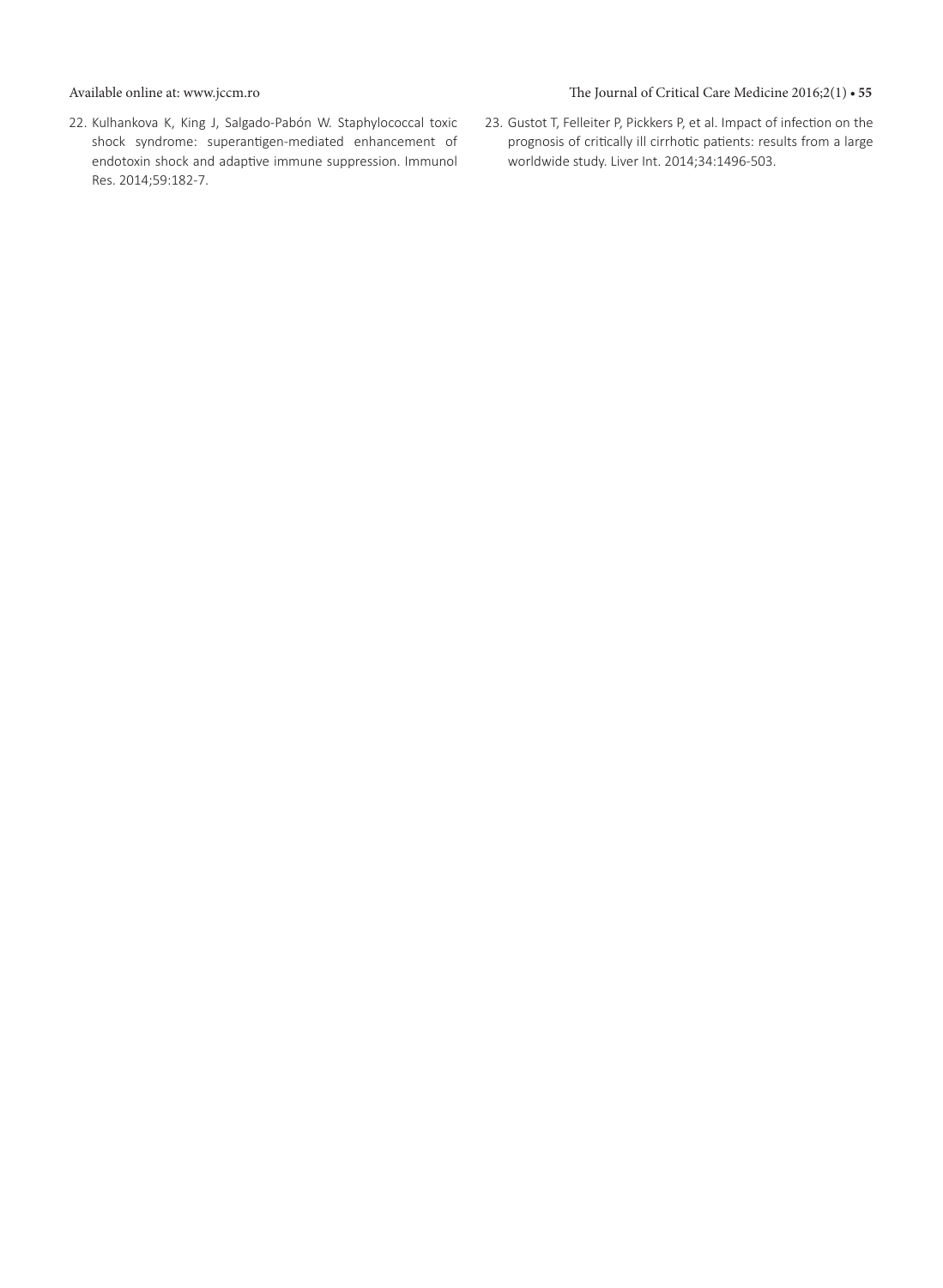22. Kulhankova K, King J, Salgado-Pabón W. Staphylococcal toxic shock syndrome: superantigen-mediated enhancement of endotoxin shock and adaptive immune suppression. Immunol Res. 2014;59:182-7.
23. Gustot T, Felleiter P, Pickkers P, et al. Impact of infection on the prognosis of critically ill cirrhotic patients: results from a large worldwide study. Liver Int. 2014;34:1496-503.